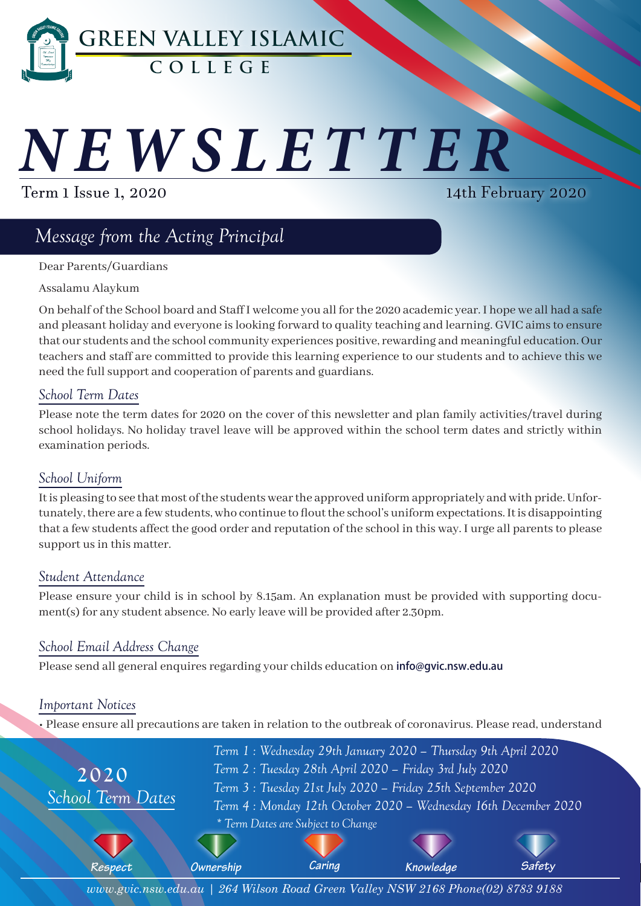# GREEN VALLEY ISLAMIC COLLEGE

# NEWSLETTER

Term 1 Issue 1, 2020

14th February 2020

## Message from the Acting Principal

Dear Parents/Guardians

Assalamu Alaykum

On behalf of the School board and Staff I welcome you all for the 2020 academic year. I hope we all had a safe and pleasant holiday and everyone is looking forward to quality teaching and learning. GVIC aims to ensure that our students and the school community experiences positive, rewarding and meaningful education. Our teachers and staff are committed to provide this learning experience to our students and to achieve this we need the full support and cooperation of parents and guardians.

### School Term Dates

Please note the term dates for 2020 on the cover of this newsletter and plan family activities/travel during school holidays. No holiday travel leave will be approved within the school term dates and strictly within examination periods.

### School Uniform

It is pleasing to see that most of the students wear the approved uniform appropriately and with pride. Unfortunately, there are a few students, who continue to flout the school's uniform expectations. It is disappointing that a few students affect the good order and reputation of the school in this way. I urge all parents to please support us in this matter.

### Student Attendance

Please ensure your child is in school by 8.15am. An explanation must be provided with supporting document(s) for any student absence. No early leave will be provided after 2.30pm.

### School Email Address Change

Please send all general enquires regarding your childs education on **info@gvic.nsw.edu.au**

### Important Notices

• Please ensure all precautions are taken in relation to the outbreak of coronavirus. Please read, understand

## 2020 School Term Dates

*Term 1 : Wednesday 29th January 2020 – Thursday 9th April 2020*
*Term 2 : Tuesday 28th April 2020 – Friday 3rd July 2020*
*Term 3 : Tuesday 21st July 2020 – Friday 25th September 2020*
*Term 4 : Monday 12th October 2020 – Wednesday 16th December 2020*
*\* Term Dates are Subject to Change*

Respect | Ownership | Caring | Knowledge | Safety

*www.gvic.nsw.edu.au | 264 Wilson Road Green Valley NSW 2168 Phone(02) 8783 9188*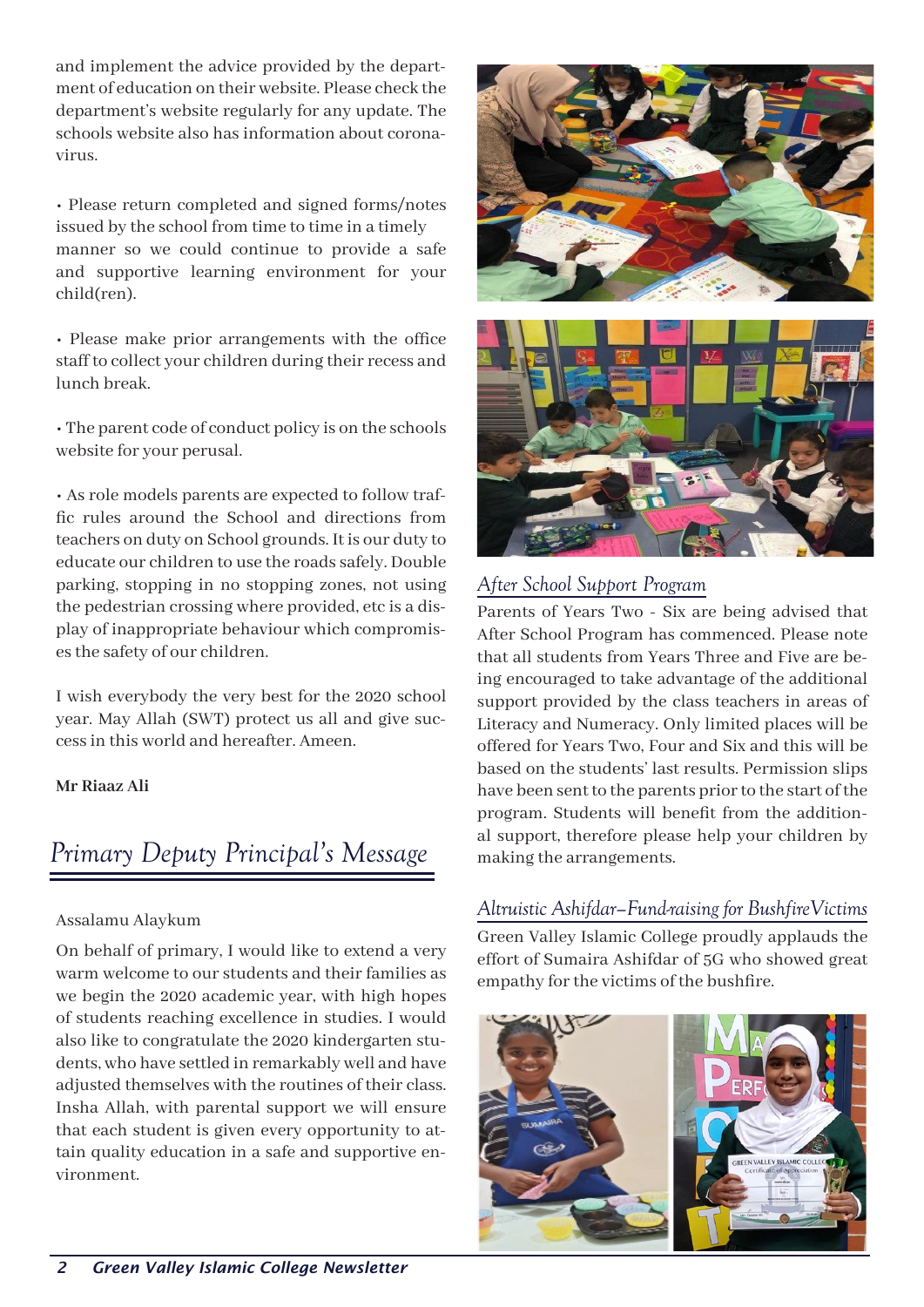and implement the advice provided by the department of education on their website. Please check the department's website regularly for any update. The schools website also has information about coronavirus.

• Please return completed and signed forms/notes issued by the school from time to time in a timely manner so we could continue to provide a safe and supportive learning environment for your child(ren).

• Please make prior arrangements with the office staff to collect your children during their recess and lunch break.

• The parent code of conduct policy is on the schools website for your perusal.

• As role models parents are expected to follow traffic rules around the School and directions from teachers on duty on School grounds. It is our duty to educate our children to use the roads safely. Double parking, stopping in no stopping zones, not using the pedestrian crossing where provided, etc is a display of inappropriate behaviour which compromises the safety of our children.

I wish everybody the very best for the 2020 school year. May Allah (SWT) protect us all and give success in this world and hereafter. Ameen.

**Mr Riaaz Ali**

## Primary Deputy Principal's Message

Assalamu Alaykum

On behalf of primary, I would like to extend a very warm welcome to our students and their families as we begin the 2020 academic year, with high hopes of students reaching excellence in studies. I would also like to congratulate the 2020 kindergarten students, who have settled in remarkably well and have adjusted themselves with the routines of their class. Insha Allah, with parental support we will ensure that each student is given every opportunity to attain quality education in a safe and supportive environment.

### After School Support Program

Parents of Years Two - Six are being advised that After School Program has commenced. Please note that all students from Years Three and Five are being encouraged to take advantage of the additional support provided by the class teachers in areas of Literacy and Numeracy. Only limited places will be offered for Years Two, Four and Six and this will be based on the students' last results. Permission slips have been sent to the parents prior to the start of the program. Students will benefit from the additional support, therefore please help your children by making the arrangements.

### Altruistic Ashifdar–Fund-raising for Bushfire Victims

Green Valley Islamic College proudly applauds the effort of Sumaira Ashifdar of 5G who showed great empathy for the victims of the bushfire.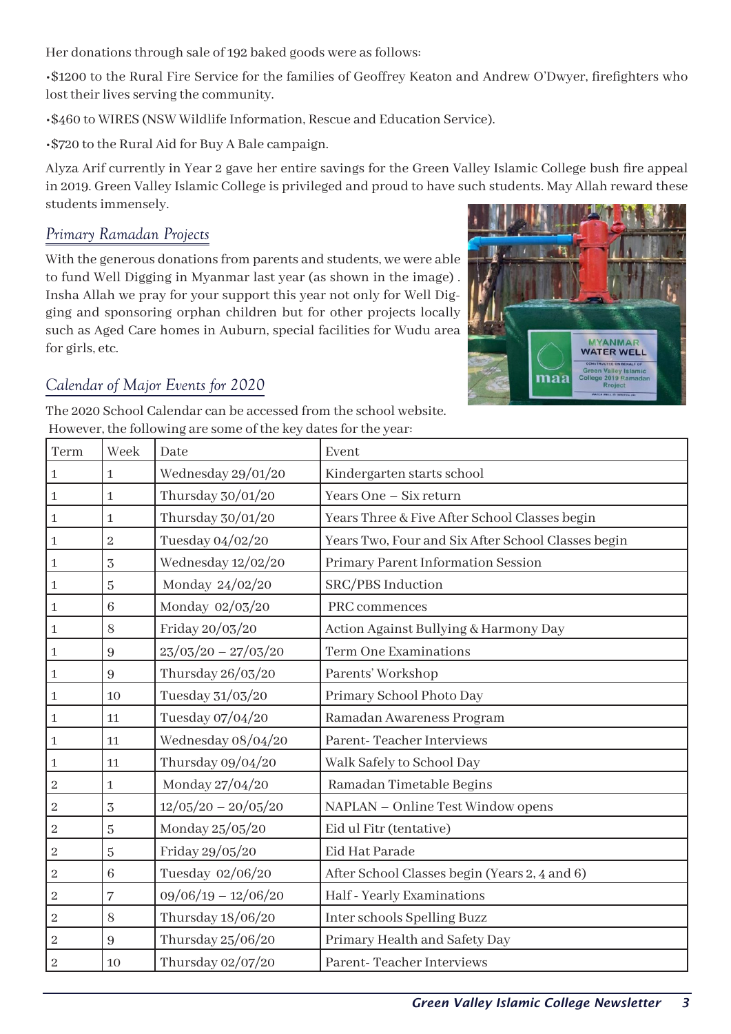Her donations through sale of 192 baked goods were as follows:

•$1200 to the Rural Fire Service for the families of Geoffrey Keaton and Andrew O'Dwyer, firefighters who lost their lives serving the community.

•$460 to WIRES (NSW Wildlife Information, Rescue and Education Service).

•$720 to the Rural Aid for Buy A Bale campaign.

Alyza Arif currently in Year 2 gave her entire savings for the Green Valley Islamic College bush fire appeal in 2019. Green Valley Islamic College is privileged and proud to have such students. May Allah reward these students immensely.

## *Primary Ramadan Projects*

With the generous donations from parents and students, we were able to fund Well Digging in Myanmar last year (as shown in the image) . Insha Allah we pray for your support this year not only for Well Digging and sponsoring orphan children but for other projects locally such as Aged Care homes in Auburn, special facilities for Wudu area for girls, etc.

## *Calendar of Major Events for 2020*

The 2020 School Calendar can be accessed from the school website.
However, the following are some of the key dates for the year:

| Term | Week | Date | Event |
|---|---|---|---|
| 1 | 1 | Wednesday 29/01/20 | Kindergarten starts school |
| 1 | 1 | Thursday 30/01/20 | Years One – Six return |
| 1 | 1 | Thursday 30/01/20 | Years Three & Five After School Classes begin |
| 1 | 2 | Tuesday 04/02/20 | Years Two, Four and Six After School Classes begin |
| 1 | 3 | Wednesday 12/02/20 | Primary Parent Information Session |
| 1 | 5 | Monday 24/02/20 | SRC/PBS Induction |
| 1 | 6 | Monday 02/03/20 | PRC commences |
| 1 | 8 | Friday 20/03/20 | Action Against Bullying & Harmony Day |
| 1 | 9 | 23/03/20 – 27/03/20 | Term One Examinations |
| 1 | 9 | Thursday 26/03/20 | Parents' Workshop |
| 1 | 10 | Tuesday 31/03/20 | Primary School Photo Day |
| 1 | 11 | Tuesday 07/04/20 | Ramadan Awareness Program |
| 1 | 11 | Wednesday 08/04/20 | Parent- Teacher Interviews |
| 1 | 11 | Thursday 09/04/20 | Walk Safely to School Day |
| 2 | 1 | Monday 27/04/20 | Ramadan Timetable Begins |
| 2 | 3 | 12/05/20 – 20/05/20 | NAPLAN – Online Test Window opens |
| 2 | 5 | Monday 25/05/20 | Eid ul Fitr (tentative) |
| 2 | 5 | Friday 29/05/20 | Eid Hat Parade |
| 2 | 6 | Tuesday 02/06/20 | After School Classes begin (Years 2, 4 and 6) |
| 2 | 7 | 09/06/19 – 12/06/20 | Half - Yearly Examinations |
| 2 | 8 | Thursday 18/06/20 | Inter schools Spelling Buzz |
| 2 | 9 | Thursday 25/06/20 | Primary Health and Safety Day |
| 2 | 10 | Thursday 02/07/20 | Parent- Teacher Interviews |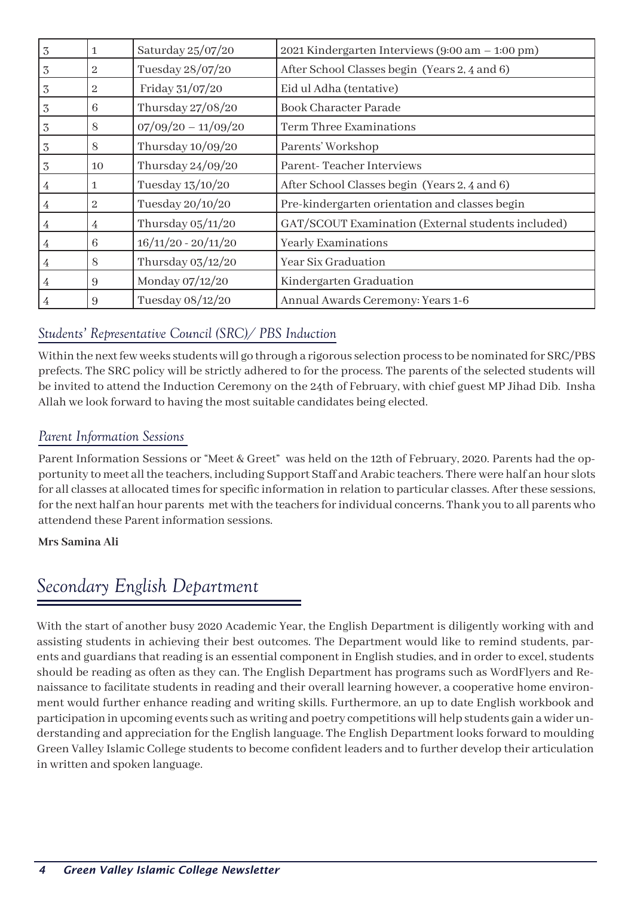| | | | |
|---|---|---|---|
| 3 | 1 | Saturday 25/07/20 | 2021 Kindergarten Interviews (9:00 am – 1:00 pm) |
| 3 | 2 | Tuesday 28/07/20 | After School Classes begin (Years 2, 4 and 6) |
| 3 | 2 | Friday 31/07/20 | Eid ul Adha (tentative) |
| 3 | 6 | Thursday 27/08/20 | Book Character Parade |
| 3 | 8 | 07/09/20 – 11/09/20 | Term Three Examinations |
| 3 | 8 | Thursday 10/09/20 | Parents' Workshop |
| 3 | 10 | Thursday 24/09/20 | Parent- Teacher Interviews |
| 4 | 1 | Tuesday 13/10/20 | After School Classes begin (Years 2, 4 and 6) |
| 4 | 2 | Tuesday 20/10/20 | Pre-kindergarten orientation and classes begin |
| 4 | 4 | Thursday 05/11/20 | GAT/SCOUT Examination (External students included) |
| 4 | 6 | 16/11/20 - 20/11/20 | Yearly Examinations |
| 4 | 8 | Thursday 03/12/20 | Year Six Graduation |
| 4 | 9 | Monday 07/12/20 | Kindergarten Graduation |
| 4 | 9 | Tuesday 08/12/20 | Annual Awards Ceremony: Years 1-6 |

### *Students' Representative Council (SRC)/ PBS Induction*

Within the next few weeks students will go through a rigorous selection process to be nominated for SRC/PBS prefects. The SRC policy will be strictly adhered to for the process. The parents of the selected students will be invited to attend the Induction Ceremony on the 24th of February, with chief guest MP Jihad Dib. Insha Allah we look forward to having the most suitable candidates being elected.

### *Parent Information Sessions*

Parent Information Sessions or "Meet & Greet" was held on the 12th of February, 2020. Parents had the opportunity to meet all the teachers, including Support Staff and Arabic teachers. There were half an hour slots for all classes at allocated times for specific information in relation to particular classes. After these sessions, for the next half an hour parents met with the teachers for individual concerns. Thank you to all parents who attendend these Parent information sessions.

**Mrs Samina Ali**

## *Secondary English Department*

With the start of another busy 2020 Academic Year, the English Department is diligently working with and assisting students in achieving their best outcomes. The Department would like to remind students, parents and guardians that reading is an essential component in English studies, and in order to excel, students should be reading as often as they can. The English Department has programs such as WordFlyers and Renaissance to facilitate students in reading and their overall learning however, a cooperative home environment would further enhance reading and writing skills. Furthermore, an up to date English workbook and participation in upcoming events such as writing and poetry competitions will help students gain a wider understanding and appreciation for the English language. The English Department looks forward to moulding Green Valley Islamic College students to become confident leaders and to further develop their articulation in written and spoken language.